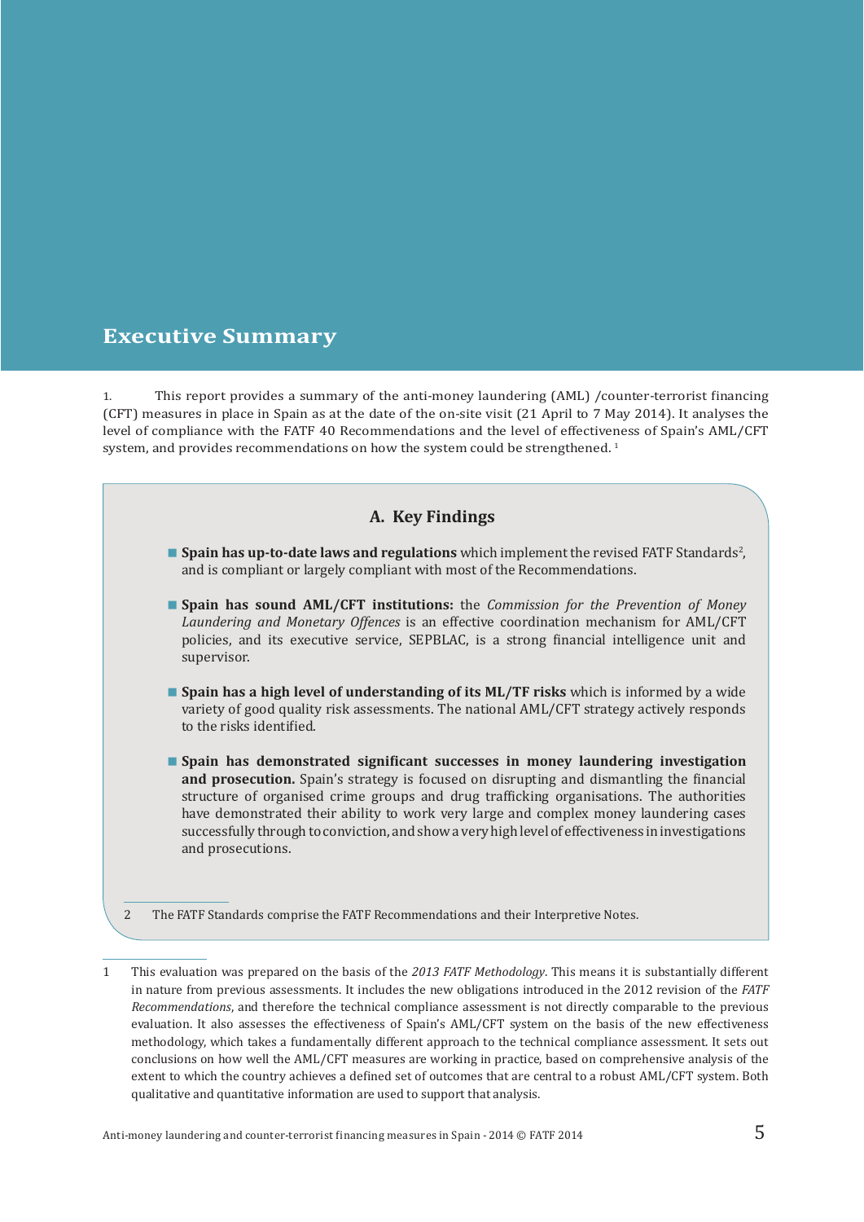# Executive Summary

1. This report provides a summary of the anti-money laundering (AML) /counter-terrorist financing (CFT) measures in place in Spain as at the date of the on-site visit (21 April to 7 May 2014). It analyses the level of compliance with the FATF 40 Recommendations and the level of effectiveness of Spain's AML/CFT system, and provides recommendations on how the system could be strengthened. [1]

## A. Key Findings

- **Spain has up-to-date laws and regulations** which implement the revised FATF Standards[2], and is compliant or largely compliant with most of the Recommendations.

- **Spain has sound AML/CFT institutions:** the *Commission for the Prevention of Money Laundering and Monetary Offences* is an effective coordination mechanism for AML/CFT policies, and its executive service, SEPBLAC, is a strong financial intelligence unit and supervisor.

- **Spain has a high level of understanding of its ML/TF risks** which is informed by a wide variety of good quality risk assessments. The national AML/CFT strategy actively responds to the risks identified.

- **Spain has demonstrated significant successes in money laundering investigation and prosecution.** Spain's strategy is focused on disrupting and dismantling the financial structure of organised crime groups and drug trafficking organisations. The authorities have demonstrated their ability to work very large and complex money laundering cases successfully through to conviction, and show a very high level of effectiveness in investigations and prosecutions.

2 The FATF Standards comprise the FATF Recommendations and their Interpretive Notes.

1 This evaluation was prepared on the basis of the *2013 FATF Methodology*. This means it is substantially different in nature from previous assessments. It includes the new obligations introduced in the 2012 revision of the *FATF Recommendations*, and therefore the technical compliance assessment is not directly comparable to the previous evaluation. It also assesses the effectiveness of Spain's AML/CFT system on the basis of the new effectiveness methodology, which takes a fundamentally different approach to the technical compliance assessment. It sets out conclusions on how well the AML/CFT measures are working in practice, based on comprehensive analysis of the extent to which the country achieves a defined set of outcomes that are central to a robust AML/CFT system. Both qualitative and quantitative information are used to support that analysis.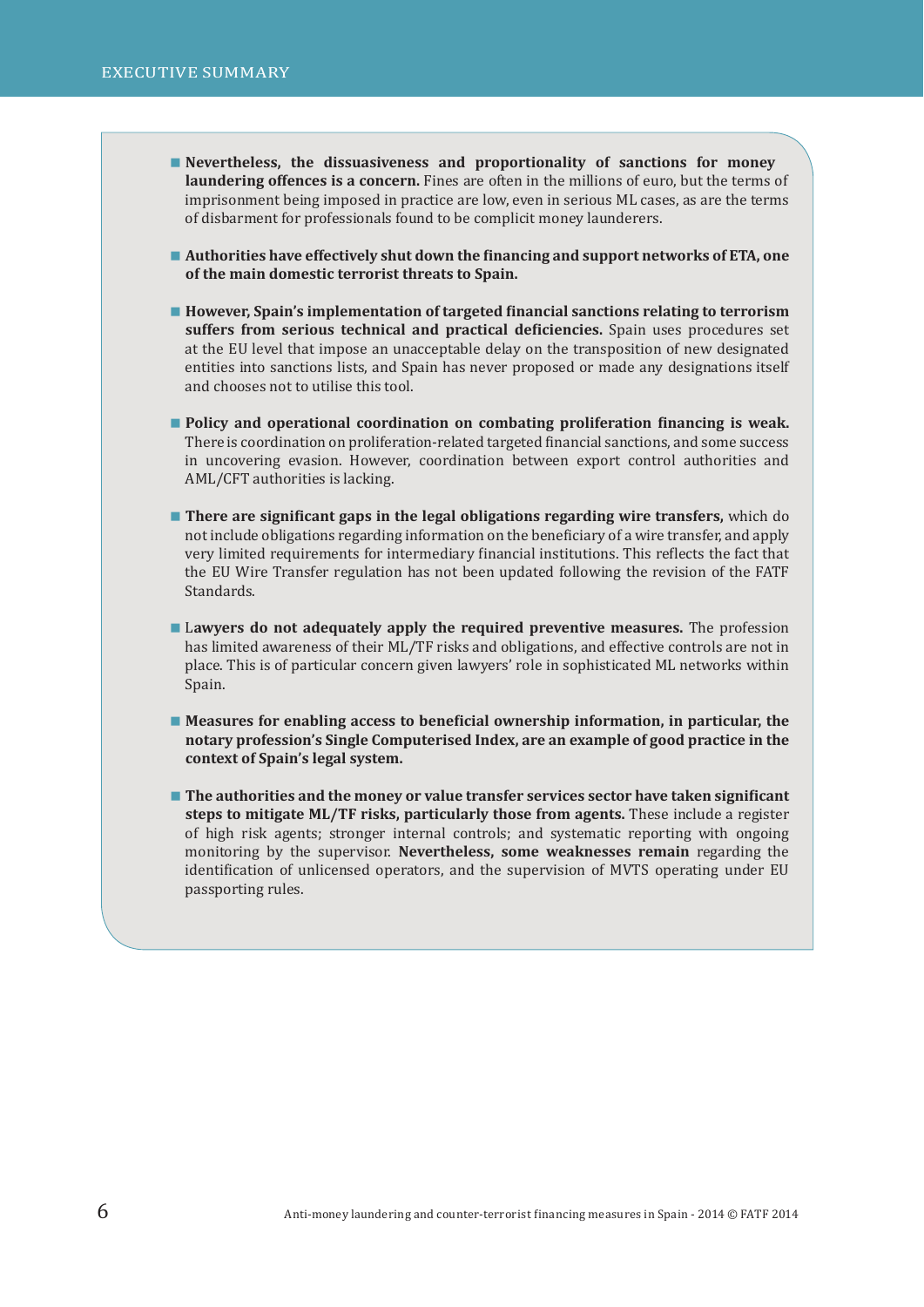- **Nevertheless, the dissuasiveness and proportionality of sanctions for money laundering offences is a concern.** Fines are often in the millions of euro, but the terms of imprisonment being imposed in practice are low, even in serious ML cases, as are the terms of disbarment for professionals found to be complicit money launderers.

- **Authorities have effectively shut down the financing and support networks of ETA, one of the main domestic terrorist threats to Spain.**

- **However, Spain's implementation of targeted financial sanctions relating to terrorism suffers from serious technical and practical deficiencies.** Spain uses procedures set at the EU level that impose an unacceptable delay on the transposition of new designated entities into sanctions lists, and Spain has never proposed or made any designations itself and chooses not to utilise this tool.

- **Policy and operational coordination on combating proliferation financing is weak.** There is coordination on proliferation-related targeted financial sanctions, and some success in uncovering evasion. However, coordination between export control authorities and AML/CFT authorities is lacking.

- **There are significant gaps in the legal obligations regarding wire transfers,** which do not include obligations regarding information on the beneficiary of a wire transfer, and apply very limited requirements for intermediary financial institutions. This reflects the fact that the EU Wire Transfer regulation has not been updated following the revision of the FATF Standards.

- **Lawyers do not adequately apply the required preventive measures.** The profession has limited awareness of their ML/TF risks and obligations, and effective controls are not in place. This is of particular concern given lawyers' role in sophisticated ML networks within Spain.

- **Measures for enabling access to beneficial ownership information, in particular, the notary profession's Single Computerised Index, are an example of good practice in the context of Spain's legal system.**

- **The authorities and the money or value transfer services sector have taken significant steps to mitigate ML/TF risks, particularly those from agents.** These include a register of high risk agents; stronger internal controls; and systematic reporting with ongoing monitoring by the supervisor. **Nevertheless, some weaknesses remain** regarding the identification of unlicensed operators, and the supervision of MVTS operating under EU passporting rules.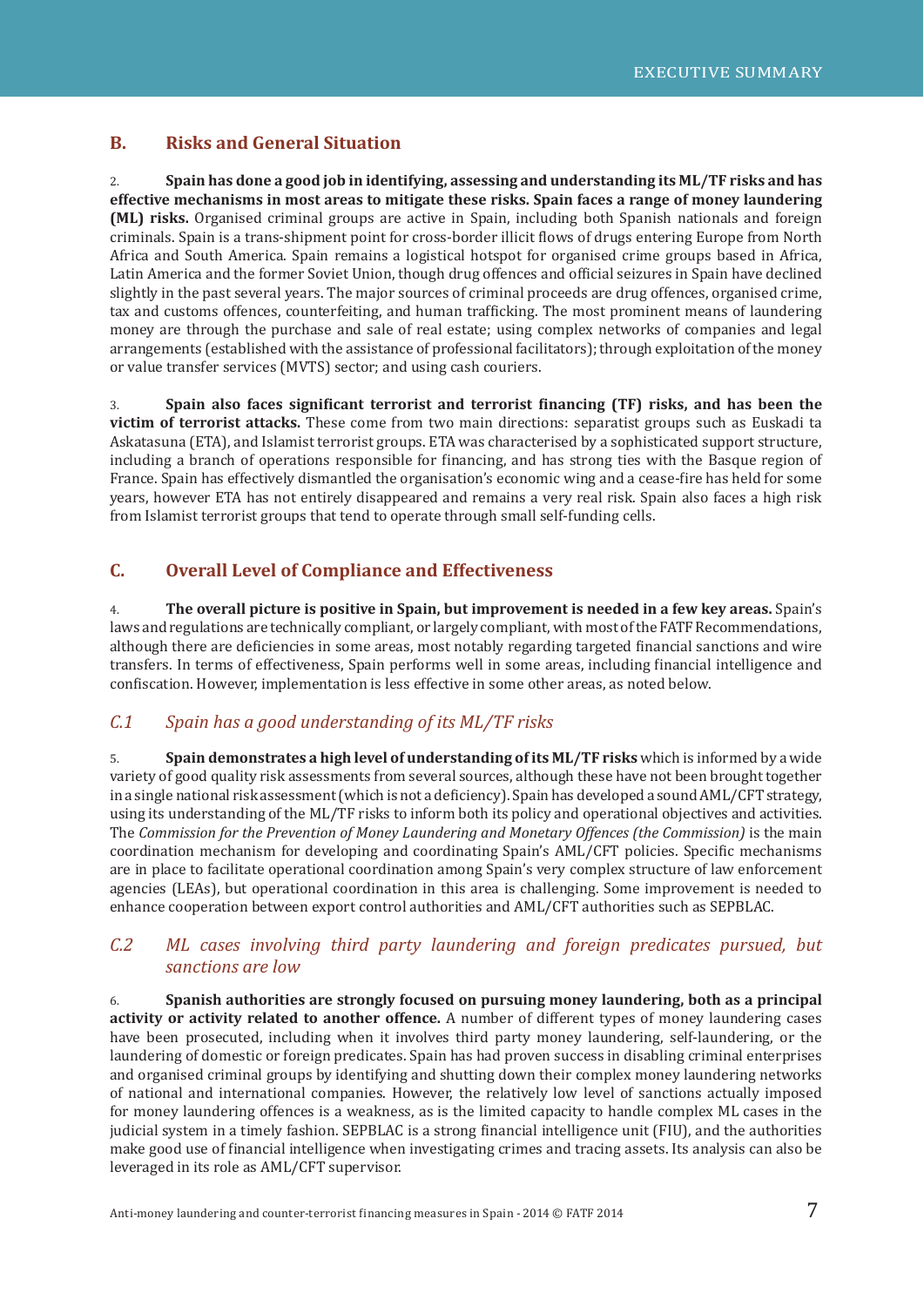## B. Risks and General Situation

2. **Spain has done a good job in identifying, assessing and understanding its ML/TF risks and has effective mechanisms in most areas to mitigate these risks. Spain faces a range of money laundering (ML) risks.** Organised criminal groups are active in Spain, including both Spanish nationals and foreign criminals. Spain is a trans-shipment point for cross-border illicit flows of drugs entering Europe from North Africa and South America. Spain remains a logistical hotspot for organised crime groups based in Africa, Latin America and the former Soviet Union, though drug offences and official seizures in Spain have declined slightly in the past several years. The major sources of criminal proceeds are drug offences, organised crime, tax and customs offences, counterfeiting, and human trafficking. The most prominent means of laundering money are through the purchase and sale of real estate; using complex networks of companies and legal arrangements (established with the assistance of professional facilitators); through exploitation of the money or value transfer services (MVTS) sector; and using cash couriers.

3. **Spain also faces significant terrorist and terrorist financing (TF) risks, and has been the victim of terrorist attacks.** These come from two main directions: separatist groups such as Euskadi ta Askatasuna (ETA), and Islamist terrorist groups. ETA was characterised by a sophisticated support structure, including a branch of operations responsible for financing, and has strong ties with the Basque region of France. Spain has effectively dismantled the organisation's economic wing and a cease-fire has held for some years, however ETA has not entirely disappeared and remains a very real risk. Spain also faces a high risk from Islamist terrorist groups that tend to operate through small self-funding cells.

## C. Overall Level of Compliance and Effectiveness

4. **The overall picture is positive in Spain, but improvement is needed in a few key areas.** Spain's laws and regulations are technically compliant, or largely compliant, with most of the FATF Recommendations, although there are deficiencies in some areas, most notably regarding targeted financial sanctions and wire transfers. In terms of effectiveness, Spain performs well in some areas, including financial intelligence and confiscation. However, implementation is less effective in some other areas, as noted below.

### *C.1 Spain has a good understanding of its ML/TF risks*

5. **Spain demonstrates a high level of understanding of its ML/TF risks** which is informed by a wide variety of good quality risk assessments from several sources, although these have not been brought together in a single national risk assessment (which is not a deficiency). Spain has developed a sound AML/CFT strategy, using its understanding of the ML/TF risks to inform both its policy and operational objectives and activities. The *Commission for the Prevention of Money Laundering and Monetary Offences (the Commission)* is the main coordination mechanism for developing and coordinating Spain's AML/CFT policies. Specific mechanisms are in place to facilitate operational coordination among Spain's very complex structure of law enforcement agencies (LEAs), but operational coordination in this area is challenging. Some improvement is needed to enhance cooperation between export control authorities and AML/CFT authorities such as SEPBLAC.

### *C.2 ML cases involving third party laundering and foreign predicates pursued, but sanctions are low*

6. **Spanish authorities are strongly focused on pursuing money laundering, both as a principal activity or activity related to another offence.** A number of different types of money laundering cases have been prosecuted, including when it involves third party money laundering, self-laundering, or the laundering of domestic or foreign predicates. Spain has had proven success in disabling criminal enterprises and organised criminal groups by identifying and shutting down their complex money laundering networks of national and international companies. However, the relatively low level of sanctions actually imposed for money laundering offences is a weakness, as is the limited capacity to handle complex ML cases in the judicial system in a timely fashion. SEPBLAC is a strong financial intelligence unit (FIU), and the authorities make good use of financial intelligence when investigating crimes and tracing assets. Its analysis can also be leveraged in its role as AML/CFT supervisor.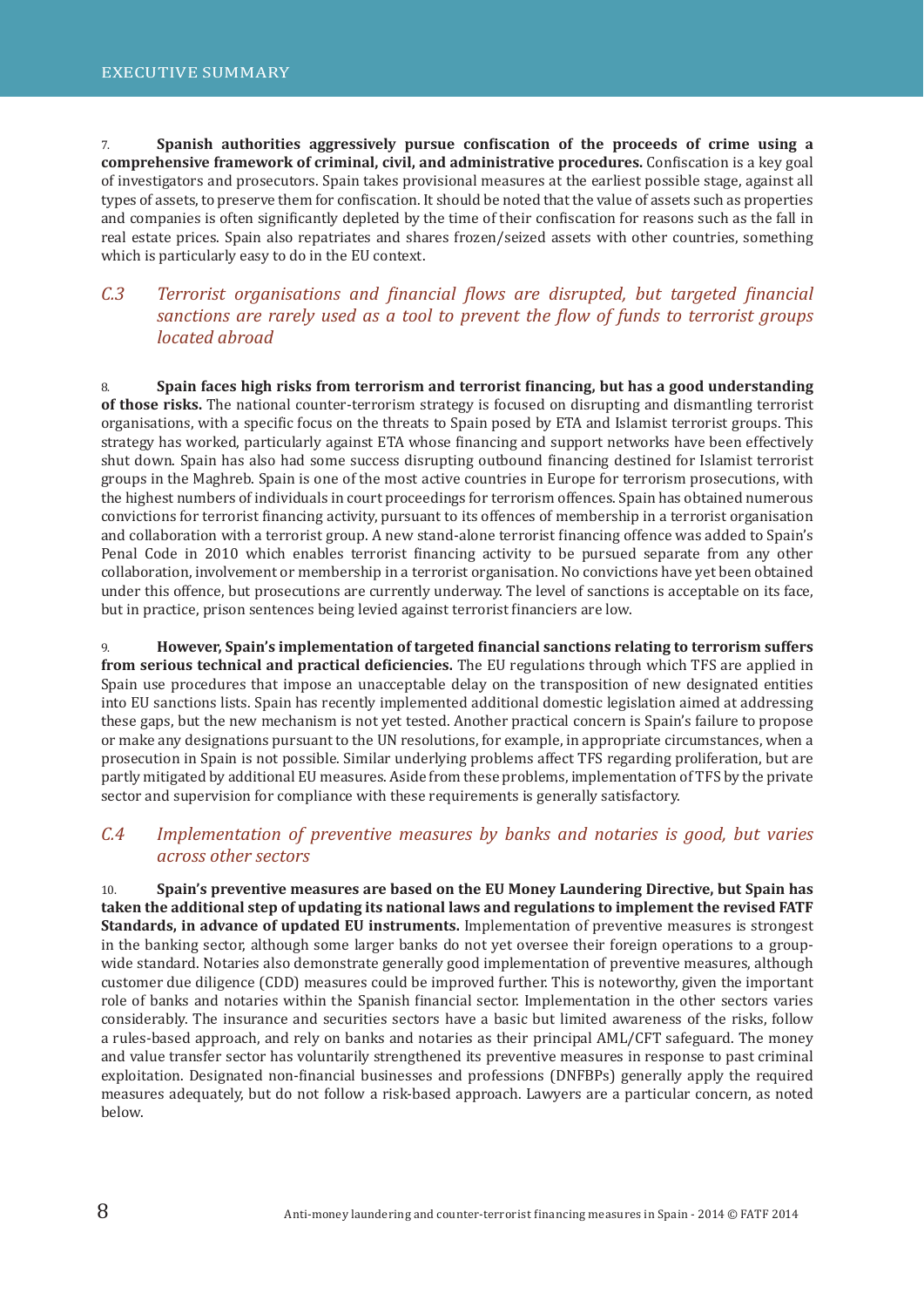7. **Spanish authorities aggressively pursue confiscation of the proceeds of crime using a comprehensive framework of criminal, civil, and administrative procedures.** Confiscation is a key goal of investigators and prosecutors. Spain takes provisional measures at the earliest possible stage, against all types of assets, to preserve them for confiscation. It should be noted that the value of assets such as properties and companies is often significantly depleted by the time of their confiscation for reasons such as the fall in real estate prices. Spain also repatriates and shares frozen/seized assets with other countries, something which is particularly easy to do in the EU context.

### *C.3 Terrorist organisations and financial flows are disrupted, but targeted financial sanctions are rarely used as a tool to prevent the flow of funds to terrorist groups located abroad*

8. **Spain faces high risks from terrorism and terrorist financing, but has a good understanding of those risks.** The national counter-terrorism strategy is focused on disrupting and dismantling terrorist organisations, with a specific focus on the threats to Spain posed by ETA and Islamist terrorist groups. This strategy has worked, particularly against ETA whose financing and support networks have been effectively shut down. Spain has also had some success disrupting outbound financing destined for Islamist terrorist groups in the Maghreb. Spain is one of the most active countries in Europe for terrorism prosecutions, with the highest numbers of individuals in court proceedings for terrorism offences. Spain has obtained numerous convictions for terrorist financing activity, pursuant to its offences of membership in a terrorist organisation and collaboration with a terrorist group. A new stand-alone terrorist financing offence was added to Spain's Penal Code in 2010 which enables terrorist financing activity to be pursued separate from any other collaboration, involvement or membership in a terrorist organisation. No convictions have yet been obtained under this offence, but prosecutions are currently underway. The level of sanctions is acceptable on its face, but in practice, prison sentences being levied against terrorist financiers are low.

9. **However, Spain's implementation of targeted financial sanctions relating to terrorism suffers from serious technical and practical deficiencies.** The EU regulations through which TFS are applied in Spain use procedures that impose an unacceptable delay on the transposition of new designated entities into EU sanctions lists. Spain has recently implemented additional domestic legislation aimed at addressing these gaps, but the new mechanism is not yet tested. Another practical concern is Spain's failure to propose or make any designations pursuant to the UN resolutions, for example, in appropriate circumstances, when a prosecution in Spain is not possible. Similar underlying problems affect TFS regarding proliferation, but are partly mitigated by additional EU measures. Aside from these problems, implementation of TFS by the private sector and supervision for compliance with these requirements is generally satisfactory.

### *C.4 Implementation of preventive measures by banks and notaries is good, but varies across other sectors*

10. **Spain's preventive measures are based on the EU Money Laundering Directive, but Spain has taken the additional step of updating its national laws and regulations to implement the revised FATF Standards, in advance of updated EU instruments.** Implementation of preventive measures is strongest in the banking sector, although some larger banks do not yet oversee their foreign operations to a group-wide standard. Notaries also demonstrate generally good implementation of preventive measures, although customer due diligence (CDD) measures could be improved further. This is noteworthy, given the important role of banks and notaries within the Spanish financial sector. Implementation in the other sectors varies considerably. The insurance and securities sectors have a basic but limited awareness of the risks, follow a rules-based approach, and rely on banks and notaries as their principal AML/CFT safeguard. The money and value transfer sector has voluntarily strengthened its preventive measures in response to past criminal exploitation. Designated non-financial businesses and professions (DNFBPs) generally apply the required measures adequately, but do not follow a risk-based approach. Lawyers are a particular concern, as noted below.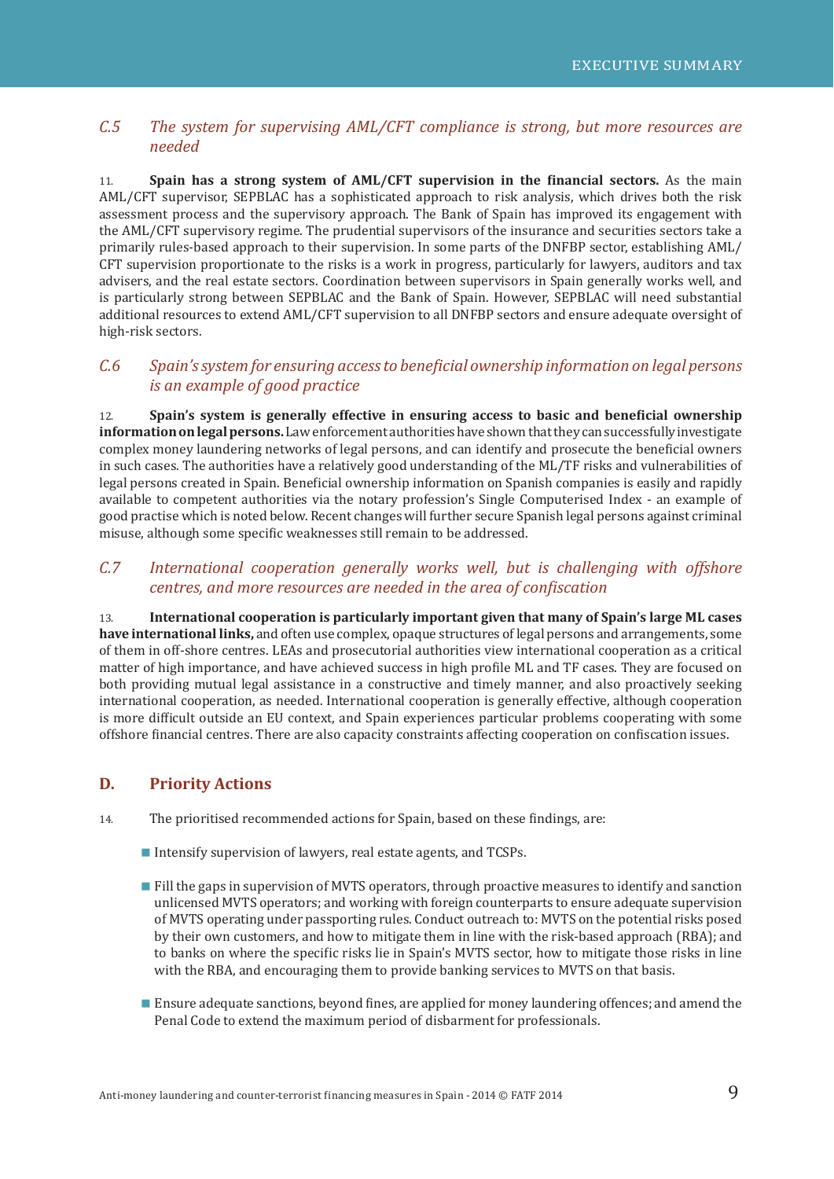### *C.5 The system for supervising AML/CFT compliance is strong, but more resources are needed*

11. **Spain has a strong system of AML/CFT supervision in the financial sectors.** As the main AML/CFT supervisor, SEPBLAC has a sophisticated approach to risk analysis, which drives both the risk assessment process and the supervisory approach. The Bank of Spain has improved its engagement with the AML/CFT supervisory regime. The prudential supervisors of the insurance and securities sectors take a primarily rules-based approach to their supervision. In some parts of the DNFBP sector, establishing AML/CFT supervision proportionate to the risks is a work in progress, particularly for lawyers, auditors and tax advisers, and the real estate sectors. Coordination between supervisors in Spain generally works well, and is particularly strong between SEPBLAC and the Bank of Spain. However, SEPBLAC will need substantial additional resources to extend AML/CFT supervision to all DNFBP sectors and ensure adequate oversight of high-risk sectors.

### *C.6 Spain's system for ensuring access to beneficial ownership information on legal persons is an example of good practice*

12. **Spain's system is generally effective in ensuring access to basic and beneficial ownership information on legal persons.** Law enforcement authorities have shown that they can successfully investigate complex money laundering networks of legal persons, and can identify and prosecute the beneficial owners in such cases. The authorities have a relatively good understanding of the ML/TF risks and vulnerabilities of legal persons created in Spain. Beneficial ownership information on Spanish companies is easily and rapidly available to competent authorities via the notary profession's Single Computerised Index - an example of good practise which is noted below. Recent changes will further secure Spanish legal persons against criminal misuse, although some specific weaknesses still remain to be addressed.

### *C.7 International cooperation generally works well, but is challenging with offshore centres, and more resources are needed in the area of confiscation*

13. **International cooperation is particularly important given that many of Spain's large ML cases have international links,** and often use complex, opaque structures of legal persons and arrangements, some of them in off-shore centres. LEAs and prosecutorial authorities view international cooperation as a critical matter of high importance, and have achieved success in high profile ML and TF cases. They are focused on both providing mutual legal assistance in a constructive and timely manner, and also proactively seeking international cooperation, as needed. International cooperation is generally effective, although cooperation is more difficult outside an EU context, and Spain experiences particular problems cooperating with some offshore financial centres. There are also capacity constraints affecting cooperation on confiscation issues.

## D. Priority Actions

14. The prioritised recommended actions for Spain, based on these findings, are:

- Intensify supervision of lawyers, real estate agents, and TCSPs.
- Fill the gaps in supervision of MVTS operators, through proactive measures to identify and sanction unlicensed MVTS operators; and working with foreign counterparts to ensure adequate supervision of MVTS operating under passporting rules. Conduct outreach to: MVTS on the potential risks posed by their own customers, and how to mitigate them in line with the risk-based approach (RBA); and to banks on where the specific risks lie in Spain's MVTS sector, how to mitigate those risks in line with the RBA, and encouraging them to provide banking services to MVTS on that basis.
- Ensure adequate sanctions, beyond fines, are applied for money laundering offences; and amend the Penal Code to extend the maximum period of disbarment for professionals.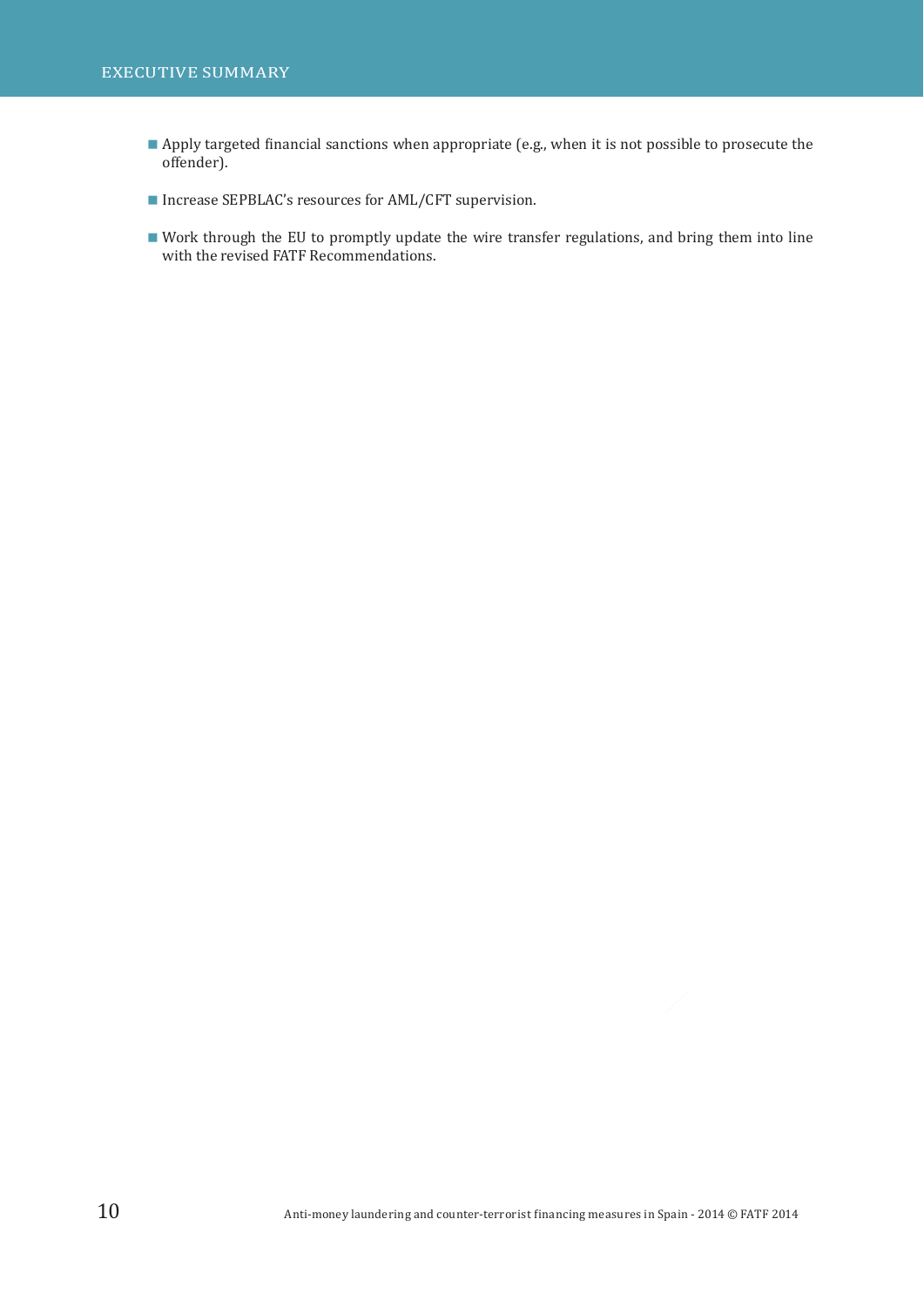- Apply targeted financial sanctions when appropriate (e.g., when it is not possible to prosecute the offender).
- Increase SEPBLAC's resources for AML/CFT supervision.
- Work through the EU to promptly update the wire transfer regulations, and bring them into line with the revised FATF Recommendations.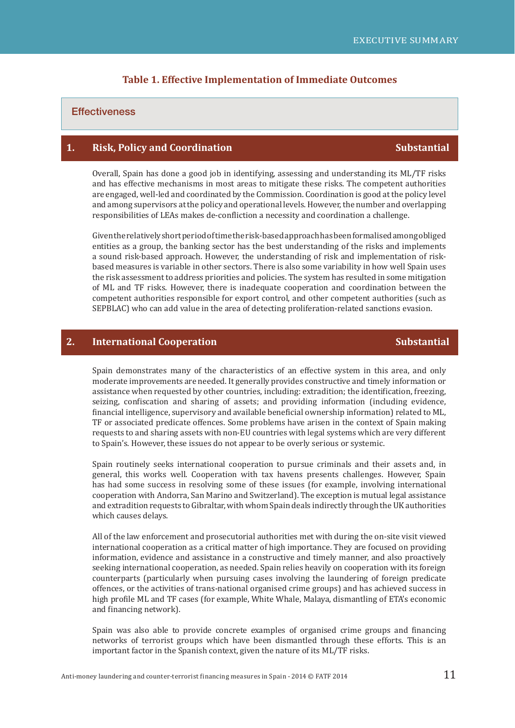**Table 1. Effective Implementation of Immediate Outcomes**

| Effectiveness | |
|---|---|
| **1. Risk, Policy and Coordination** | **Substantial** |

Overall, Spain has done a good job in identifying, assessing and understanding its ML/TF risks and has effective mechanisms in most areas to mitigate these risks. The competent authorities are engaged, well-led and coordinated by the Commission. Coordination is good at the policy level and among supervisors at the policy and operational levels. However, the number and overlapping responsibilities of LEAs makes de-confliction a necessity and coordination a challenge.

Given the relatively short period of time the risk-based approach has been formalised among obliged entities as a group, the banking sector has the best understanding of the risks and implements a sound risk-based approach. However, the understanding of risk and implementation of risk-based measures is variable in other sectors. There is also some variability in how well Spain uses the risk assessment to address priorities and policies. The system has resulted in some mitigation of ML and TF risks. However, there is inadequate cooperation and coordination between the competent authorities responsible for export control, and other competent authorities (such as SEPBLAC) who can add value in the area of detecting proliferation-related sanctions evasion.

| **2. International Cooperation** | **Substantial** |
|---|---|

Spain demonstrates many of the characteristics of an effective system in this area, and only moderate improvements are needed. It generally provides constructive and timely information or assistance when requested by other countries, including: extradition; the identification, freezing, seizing, confiscation and sharing of assets; and providing information (including evidence, financial intelligence, supervisory and available beneficial ownership information) related to ML, TF or associated predicate offences. Some problems have arisen in the context of Spain making requests to and sharing assets with non-EU countries with legal systems which are very different to Spain's. However, these issues do not appear to be overly serious or systemic.

Spain routinely seeks international cooperation to pursue criminals and their assets and, in general, this works well. Cooperation with tax havens presents challenges. However, Spain has had some success in resolving some of these issues (for example, involving international cooperation with Andorra, San Marino and Switzerland). The exception is mutual legal assistance and extradition requests to Gibraltar, with whom Spain deals indirectly through the UK authorities which causes delays.

All of the law enforcement and prosecutorial authorities met with during the on-site visit viewed international cooperation as a critical matter of high importance. They are focused on providing information, evidence and assistance in a constructive and timely manner, and also proactively seeking international cooperation, as needed. Spain relies heavily on cooperation with its foreign counterparts (particularly when pursuing cases involving the laundering of foreign predicate offences, or the activities of trans-national organised crime groups) and has achieved success in high profile ML and TF cases (for example, White Whale, Malaya, dismantling of ETA's economic and financing network).

Spain was also able to provide concrete examples of organised crime groups and financing networks of terrorist groups which have been dismantled through these efforts. This is an important factor in the Spanish context, given the nature of its ML/TF risks.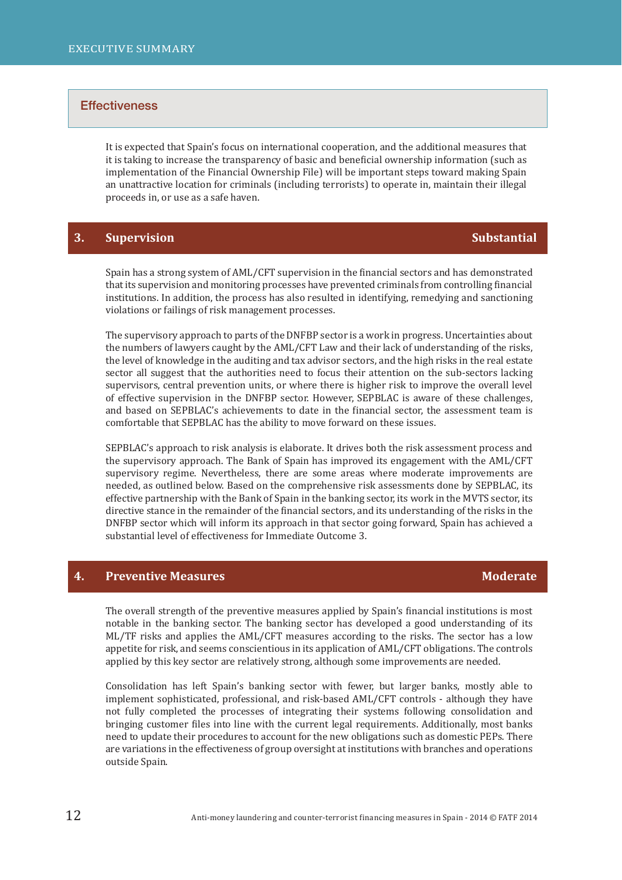## Effectiveness

It is expected that Spain's focus on international cooperation, and the additional measures that it is taking to increase the transparency of basic and beneficial ownership information (such as implementation of the Financial Ownership File) will be important steps toward making Spain an unattractive location for criminals (including terrorists) to operate in, maintain their illegal proceeds in, or use as a safe haven.

### 3. Supervision — Substantial

Spain has a strong system of AML/CFT supervision in the financial sectors and has demonstrated that its supervision and monitoring processes have prevented criminals from controlling financial institutions. In addition, the process has also resulted in identifying, remedying and sanctioning violations or failings of risk management processes.

The supervisory approach to parts of the DNFBP sector is a work in progress. Uncertainties about the numbers of lawyers caught by the AML/CFT Law and their lack of understanding of the risks, the level of knowledge in the auditing and tax advisor sectors, and the high risks in the real estate sector all suggest that the authorities need to focus their attention on the sub-sectors lacking supervisors, central prevention units, or where there is higher risk to improve the overall level of effective supervision in the DNFBP sector. However, SEPBLAC is aware of these challenges, and based on SEPBLAC's achievements to date in the financial sector, the assessment team is comfortable that SEPBLAC has the ability to move forward on these issues.

SEPBLAC's approach to risk analysis is elaborate. It drives both the risk assessment process and the supervisory approach. The Bank of Spain has improved its engagement with the AML/CFT supervisory regime. Nevertheless, there are some areas where moderate improvements are needed, as outlined below. Based on the comprehensive risk assessments done by SEPBLAC, its effective partnership with the Bank of Spain in the banking sector, its work in the MVTS sector, its directive stance in the remainder of the financial sectors, and its understanding of the risks in the DNFBP sector which will inform its approach in that sector going forward, Spain has achieved a substantial level of effectiveness for Immediate Outcome 3.

### 4. Preventive Measures — Moderate

The overall strength of the preventive measures applied by Spain's financial institutions is most notable in the banking sector. The banking sector has developed a good understanding of its ML/TF risks and applies the AML/CFT measures according to the risks. The sector has a low appetite for risk, and seems conscientious in its application of AML/CFT obligations. The controls applied by this key sector are relatively strong, although some improvements are needed.

Consolidation has left Spain's banking sector with fewer, but larger banks, mostly able to implement sophisticated, professional, and risk-based AML/CFT controls - although they have not fully completed the processes of integrating their systems following consolidation and bringing customer files into line with the current legal requirements. Additionally, most banks need to update their procedures to account for the new obligations such as domestic PEPs. There are variations in the effectiveness of group oversight at institutions with branches and operations outside Spain.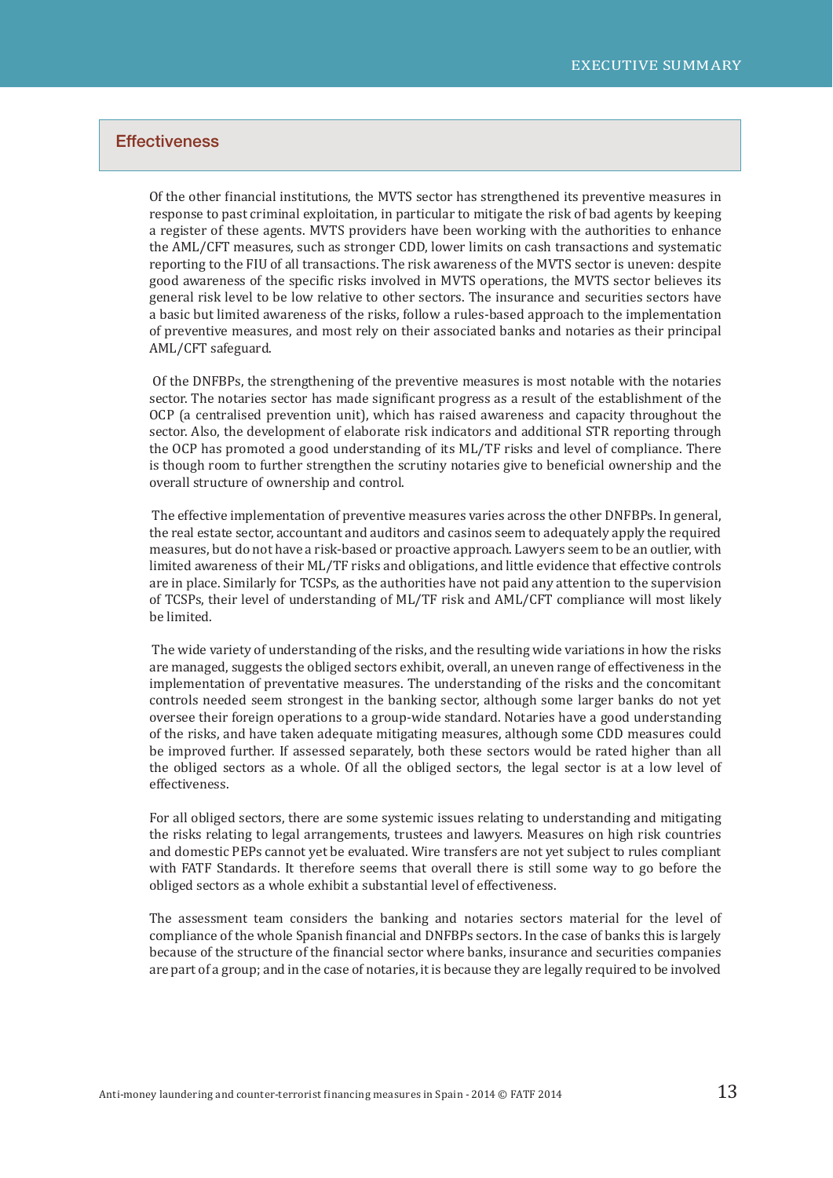## Effectiveness

Of the other financial institutions, the MVTS sector has strengthened its preventive measures in response to past criminal exploitation, in particular to mitigate the risk of bad agents by keeping a register of these agents. MVTS providers have been working with the authorities to enhance the AML/CFT measures, such as stronger CDD, lower limits on cash transactions and systematic reporting to the FIU of all transactions. The risk awareness of the MVTS sector is uneven: despite good awareness of the specific risks involved in MVTS operations, the MVTS sector believes its general risk level to be low relative to other sectors. The insurance and securities sectors have a basic but limited awareness of the risks, follow a rules-based approach to the implementation of preventive measures, and most rely on their associated banks and notaries as their principal AML/CFT safeguard.

Of the DNFBPs, the strengthening of the preventive measures is most notable with the notaries sector. The notaries sector has made significant progress as a result of the establishment of the OCP (a centralised prevention unit), which has raised awareness and capacity throughout the sector. Also, the development of elaborate risk indicators and additional STR reporting through the OCP has promoted a good understanding of its ML/TF risks and level of compliance. There is though room to further strengthen the scrutiny notaries give to beneficial ownership and the overall structure of ownership and control.

The effective implementation of preventive measures varies across the other DNFBPs. In general, the real estate sector, accountant and auditors and casinos seem to adequately apply the required measures, but do not have a risk-based or proactive approach. Lawyers seem to be an outlier, with limited awareness of their ML/TF risks and obligations, and little evidence that effective controls are in place. Similarly for TCSPs, as the authorities have not paid any attention to the supervision of TCSPs, their level of understanding of ML/TF risk and AML/CFT compliance will most likely be limited.

The wide variety of understanding of the risks, and the resulting wide variations in how the risks are managed, suggests the obliged sectors exhibit, overall, an uneven range of effectiveness in the implementation of preventative measures. The understanding of the risks and the concomitant controls needed seem strongest in the banking sector, although some larger banks do not yet oversee their foreign operations to a group-wide standard. Notaries have a good understanding of the risks, and have taken adequate mitigating measures, although some CDD measures could be improved further. If assessed separately, both these sectors would be rated higher than all the obliged sectors as a whole. Of all the obliged sectors, the legal sector is at a low level of effectiveness.

For all obliged sectors, there are some systemic issues relating to understanding and mitigating the risks relating to legal arrangements, trustees and lawyers. Measures on high risk countries and domestic PEPs cannot yet be evaluated. Wire transfers are not yet subject to rules compliant with FATF Standards. It therefore seems that overall there is still some way to go before the obliged sectors as a whole exhibit a substantial level of effectiveness.

The assessment team considers the banking and notaries sectors material for the level of compliance of the whole Spanish financial and DNFBPs sectors. In the case of banks this is largely because of the structure of the financial sector where banks, insurance and securities companies are part of a group; and in the case of notaries, it is because they are legally required to be involved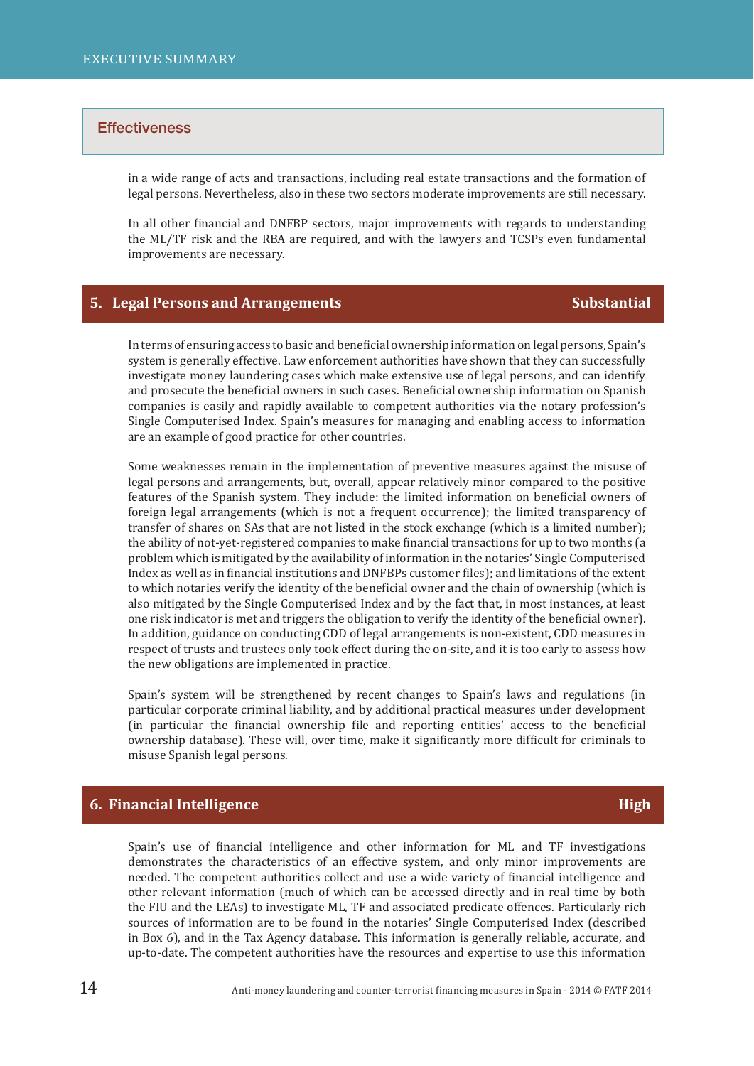## Effectiveness

in a wide range of acts and transactions, including real estate transactions and the formation of legal persons. Nevertheless, also in these two sectors moderate improvements are still necessary.

In all other financial and DNFBP sectors, major improvements with regards to understanding the ML/TF risk and the RBA are required, and with the lawyers and TCSPs even fundamental improvements are necessary.

### 5. Legal Persons and Arrangements — Substantial

In terms of ensuring access to basic and beneficial ownership information on legal persons, Spain's system is generally effective. Law enforcement authorities have shown that they can successfully investigate money laundering cases which make extensive use of legal persons, and can identify and prosecute the beneficial owners in such cases. Beneficial ownership information on Spanish companies is easily and rapidly available to competent authorities via the notary profession's Single Computerised Index. Spain's measures for managing and enabling access to information are an example of good practice for other countries.

Some weaknesses remain in the implementation of preventive measures against the misuse of legal persons and arrangements, but, overall, appear relatively minor compared to the positive features of the Spanish system. They include: the limited information on beneficial owners of foreign legal arrangements (which is not a frequent occurrence); the limited transparency of transfer of shares on SAs that are not listed in the stock exchange (which is a limited number); the ability of not-yet-registered companies to make financial transactions for up to two months (a problem which is mitigated by the availability of information in the notaries' Single Computerised Index as well as in financial institutions and DNFBPs customer files); and limitations of the extent to which notaries verify the identity of the beneficial owner and the chain of ownership (which is also mitigated by the Single Computerised Index and by the fact that, in most instances, at least one risk indicator is met and triggers the obligation to verify the identity of the beneficial owner). In addition, guidance on conducting CDD of legal arrangements is non-existent, CDD measures in respect of trusts and trustees only took effect during the on-site, and it is too early to assess how the new obligations are implemented in practice.

Spain's system will be strengthened by recent changes to Spain's laws and regulations (in particular corporate criminal liability, and by additional practical measures under development (in particular the financial ownership file and reporting entities' access to the beneficial ownership database). These will, over time, make it significantly more difficult for criminals to misuse Spanish legal persons.

### 6. Financial Intelligence — High

Spain's use of financial intelligence and other information for ML and TF investigations demonstrates the characteristics of an effective system, and only minor improvements are needed. The competent authorities collect and use a wide variety of financial intelligence and other relevant information (much of which can be accessed directly and in real time by both the FIU and the LEAs) to investigate ML, TF and associated predicate offences. Particularly rich sources of information are to be found in the notaries' Single Computerised Index (described in Box 6), and in the Tax Agency database. This information is generally reliable, accurate, and up-to-date. The competent authorities have the resources and expertise to use this information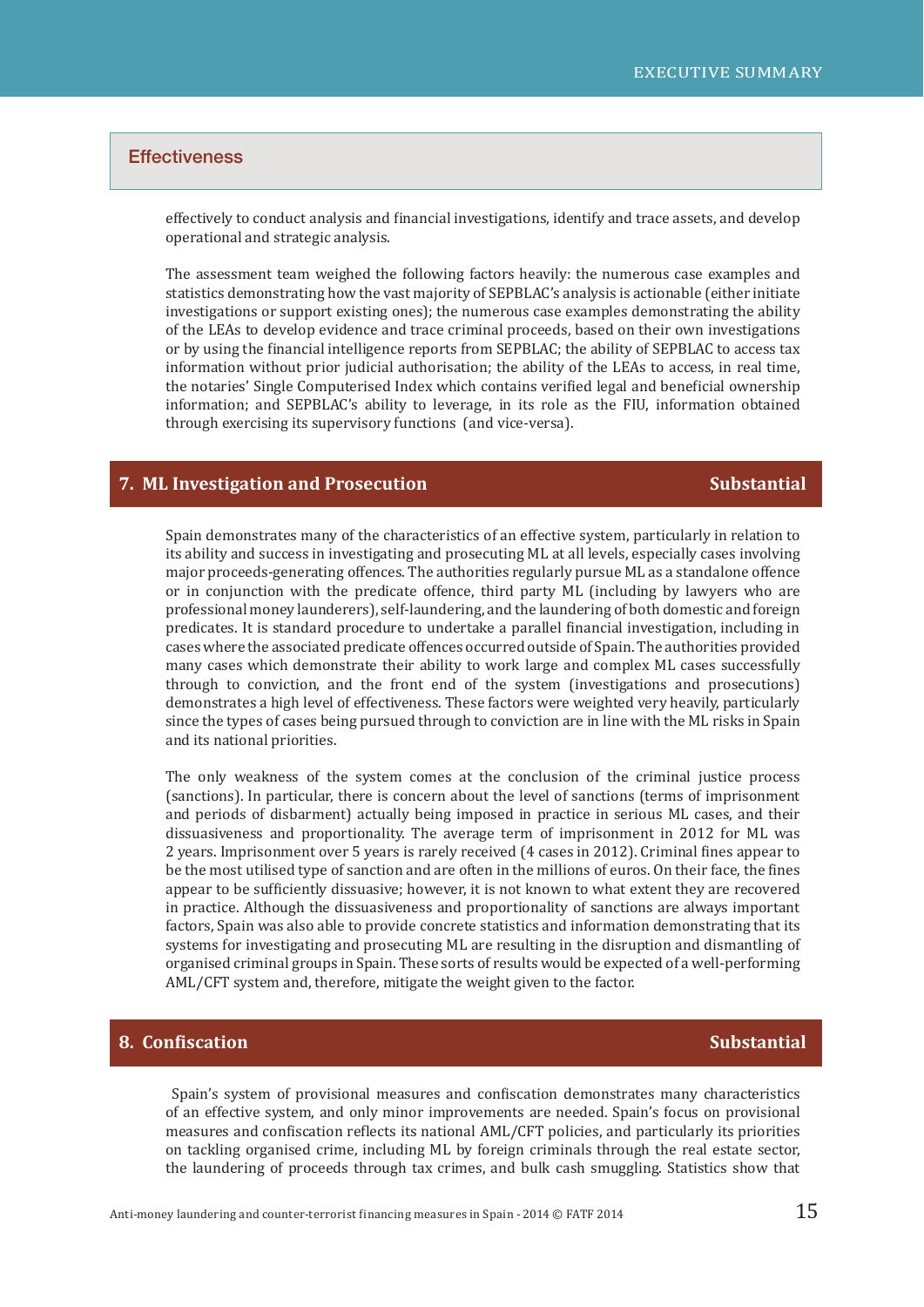## Effectiveness

effectively to conduct analysis and financial investigations, identify and trace assets, and develop operational and strategic analysis.

The assessment team weighed the following factors heavily: the numerous case examples and statistics demonstrating how the vast majority of SEPBLAC's analysis is actionable (either initiate investigations or support existing ones); the numerous case examples demonstrating the ability of the LEAs to develop evidence and trace criminal proceeds, based on their own investigations or by using the financial intelligence reports from SEPBLAC; the ability of SEPBLAC to access tax information without prior judicial authorisation; the ability of the LEAs to access, in real time, the notaries' Single Computerised Index which contains verified legal and beneficial ownership information; and SEPBLAC's ability to leverage, in its role as the FIU, information obtained through exercising its supervisory functions (and vice-versa).

### 7. ML Investigation and Prosecution — Substantial

Spain demonstrates many of the characteristics of an effective system, particularly in relation to its ability and success in investigating and prosecuting ML at all levels, especially cases involving major proceeds-generating offences. The authorities regularly pursue ML as a standalone offence or in conjunction with the predicate offence, third party ML (including by lawyers who are professional money launderers), self-laundering, and the laundering of both domestic and foreign predicates. It is standard procedure to undertake a parallel financial investigation, including in cases where the associated predicate offences occurred outside of Spain. The authorities provided many cases which demonstrate their ability to work large and complex ML cases successfully through to conviction, and the front end of the system (investigations and prosecutions) demonstrates a high level of effectiveness. These factors were weighted very heavily, particularly since the types of cases being pursued through to conviction are in line with the ML risks in Spain and its national priorities.

The only weakness of the system comes at the conclusion of the criminal justice process (sanctions). In particular, there is concern about the level of sanctions (terms of imprisonment and periods of disbarment) actually being imposed in practice in serious ML cases, and their dissuasiveness and proportionality. The average term of imprisonment in 2012 for ML was 2 years. Imprisonment over 5 years is rarely received (4 cases in 2012). Criminal fines appear to be the most utilised type of sanction and are often in the millions of euros. On their face, the fines appear to be sufficiently dissuasive; however, it is not known to what extent they are recovered in practice. Although the dissuasiveness and proportionality of sanctions are always important factors, Spain was also able to provide concrete statistics and information demonstrating that its systems for investigating and prosecuting ML are resulting in the disruption and dismantling of organised criminal groups in Spain. These sorts of results would be expected of a well-performing AML/CFT system and, therefore, mitigate the weight given to the factor.

### 8. Confiscation — Substantial

Spain's system of provisional measures and confiscation demonstrates many characteristics of an effective system, and only minor improvements are needed. Spain's focus on provisional measures and confiscation reflects its national AML/CFT policies, and particularly its priorities on tackling organised crime, including ML by foreign criminals through the real estate sector, the laundering of proceeds through tax crimes, and bulk cash smuggling. Statistics show that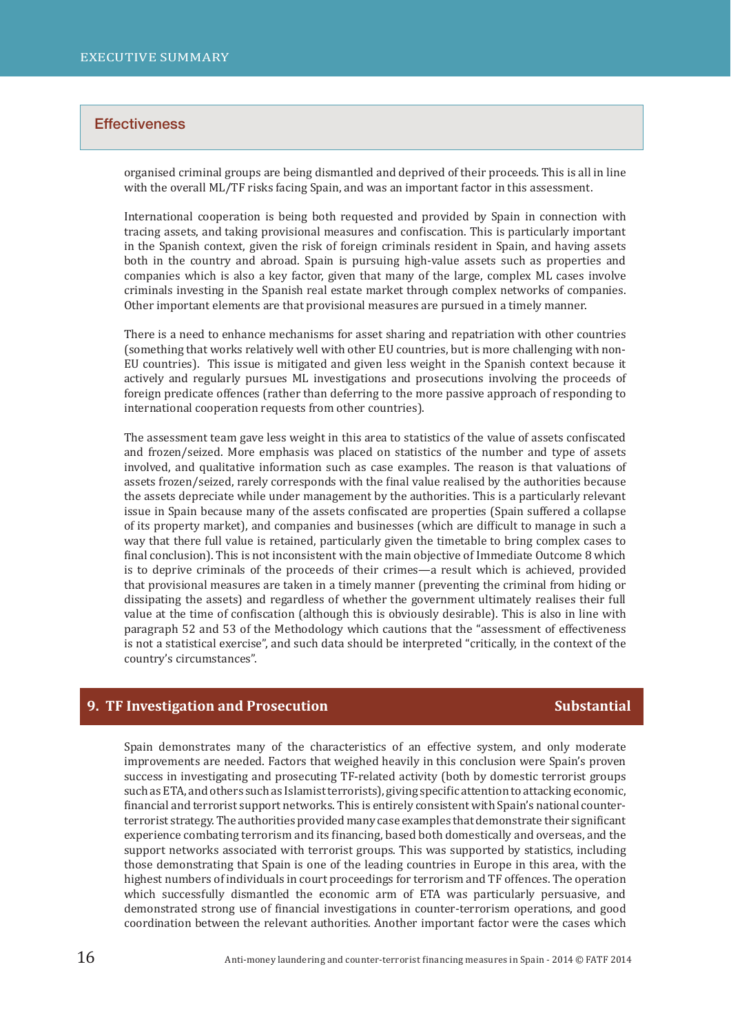## Effectiveness

organised criminal groups are being dismantled and deprived of their proceeds. This is all in line with the overall ML/TF risks facing Spain, and was an important factor in this assessment.

International cooperation is being both requested and provided by Spain in connection with tracing assets, and taking provisional measures and confiscation. This is particularly important in the Spanish context, given the risk of foreign criminals resident in Spain, and having assets both in the country and abroad. Spain is pursuing high-value assets such as properties and companies which is also a key factor, given that many of the large, complex ML cases involve criminals investing in the Spanish real estate market through complex networks of companies. Other important elements are that provisional measures are pursued in a timely manner.

There is a need to enhance mechanisms for asset sharing and repatriation with other countries (something that works relatively well with other EU countries, but is more challenging with non-EU countries). This issue is mitigated and given less weight in the Spanish context because it actively and regularly pursues ML investigations and prosecutions involving the proceeds of foreign predicate offences (rather than deferring to the more passive approach of responding to international cooperation requests from other countries).

The assessment team gave less weight in this area to statistics of the value of assets confiscated and frozen/seized. More emphasis was placed on statistics of the number and type of assets involved, and qualitative information such as case examples. The reason is that valuations of assets frozen/seized, rarely corresponds with the final value realised by the authorities because the assets depreciate while under management by the authorities. This is a particularly relevant issue in Spain because many of the assets confiscated are properties (Spain suffered a collapse of its property market), and companies and businesses (which are difficult to manage in such a way that there full value is retained, particularly given the timetable to bring complex cases to final conclusion). This is not inconsistent with the main objective of Immediate Outcome 8 which is to deprive criminals of the proceeds of their crimes—a result which is achieved, provided that provisional measures are taken in a timely manner (preventing the criminal from hiding or dissipating the assets) and regardless of whether the government ultimately realises their full value at the time of confiscation (although this is obviously desirable). This is also in line with paragraph 52 and 53 of the Methodology which cautions that the "assessment of effectiveness is not a statistical exercise", and such data should be interpreted "critically, in the context of the country's circumstances".

## 9. TF Investigation and Prosecution — Substantial

Spain demonstrates many of the characteristics of an effective system, and only moderate improvements are needed. Factors that weighed heavily in this conclusion were Spain's proven success in investigating and prosecuting TF-related activity (both by domestic terrorist groups such as ETA, and others such as Islamist terrorists), giving specific attention to attacking economic, financial and terrorist support networks. This is entirely consistent with Spain's national counter-terrorist strategy. The authorities provided many case examples that demonstrate their significant experience combating terrorism and its financing, based both domestically and overseas, and the support networks associated with terrorist groups. This was supported by statistics, including those demonstrating that Spain is one of the leading countries in Europe in this area, with the highest numbers of individuals in court proceedings for terrorism and TF offences. The operation which successfully dismantled the economic arm of ETA was particularly persuasive, and demonstrated strong use of financial investigations in counter-terrorism operations, and good coordination between the relevant authorities. Another important factor were the cases which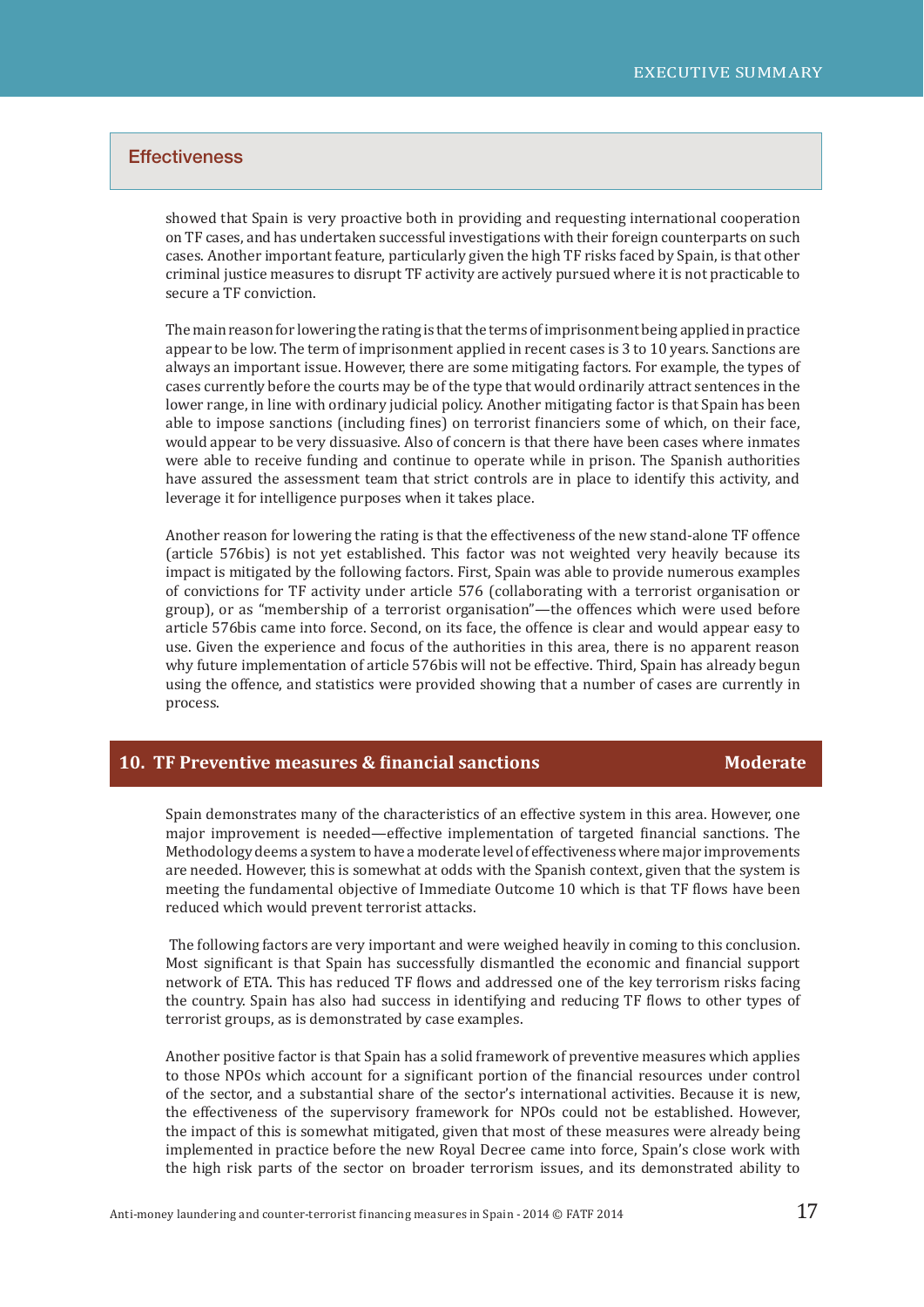## Effectiveness

showed that Spain is very proactive both in providing and requesting international cooperation on TF cases, and has undertaken successful investigations with their foreign counterparts on such cases. Another important feature, particularly given the high TF risks faced by Spain, is that other criminal justice measures to disrupt TF activity are actively pursued where it is not practicable to secure a TF conviction.

The main reason for lowering the rating is that the terms of imprisonment being applied in practice appear to be low. The term of imprisonment applied in recent cases is 3 to 10 years. Sanctions are always an important issue. However, there are some mitigating factors. For example, the types of cases currently before the courts may be of the type that would ordinarily attract sentences in the lower range, in line with ordinary judicial policy. Another mitigating factor is that Spain has been able to impose sanctions (including fines) on terrorist financiers some of which, on their face, would appear to be very dissuasive. Also of concern is that there have been cases where inmates were able to receive funding and continue to operate while in prison. The Spanish authorities have assured the assessment team that strict controls are in place to identify this activity, and leverage it for intelligence purposes when it takes place.

Another reason for lowering the rating is that the effectiveness of the new stand-alone TF offence (article 576bis) is not yet established. This factor was not weighted very heavily because its impact is mitigated by the following factors. First, Spain was able to provide numerous examples of convictions for TF activity under article 576 (collaborating with a terrorist organisation or group), or as "membership of a terrorist organisation"—the offences which were used before article 576bis came into force. Second, on its face, the offence is clear and would appear easy to use. Given the experience and focus of the authorities in this area, there is no apparent reason why future implementation of article 576bis will not be effective. Third, Spain has already begun using the offence, and statistics were provided showing that a number of cases are currently in process.

### 10. TF Preventive measures & financial sanctions — Moderate

Spain demonstrates many of the characteristics of an effective system in this area. However, one major improvement is needed—effective implementation of targeted financial sanctions. The Methodology deems a system to have a moderate level of effectiveness where major improvements are needed. However, this is somewhat at odds with the Spanish context, given that the system is meeting the fundamental objective of Immediate Outcome 10 which is that TF flows have been reduced which would prevent terrorist attacks.

The following factors are very important and were weighed heavily in coming to this conclusion. Most significant is that Spain has successfully dismantled the economic and financial support network of ETA. This has reduced TF flows and addressed one of the key terrorism risks facing the country. Spain has also had success in identifying and reducing TF flows to other types of terrorist groups, as is demonstrated by case examples.

Another positive factor is that Spain has a solid framework of preventive measures which applies to those NPOs which account for a significant portion of the financial resources under control of the sector, and a substantial share of the sector's international activities. Because it is new, the effectiveness of the supervisory framework for NPOs could not be established. However, the impact of this is somewhat mitigated, given that most of these measures were already being implemented in practice before the new Royal Decree came into force, Spain's close work with the high risk parts of the sector on broader terrorism issues, and its demonstrated ability to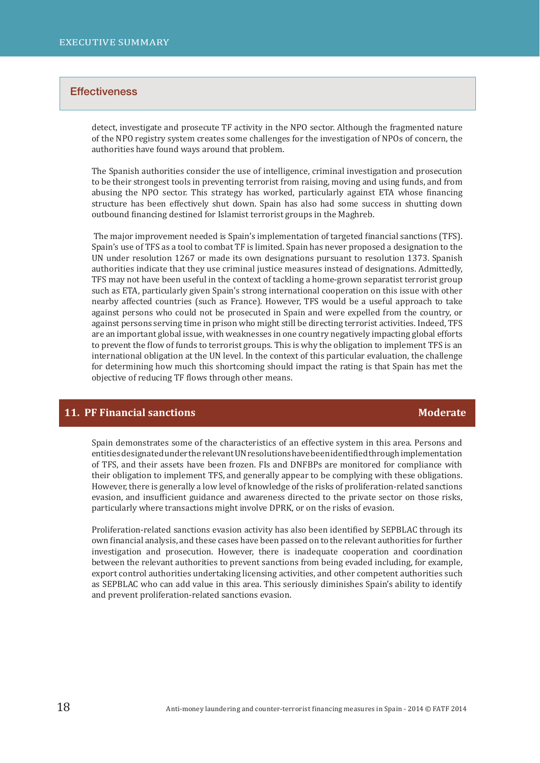## Effectiveness

detect, investigate and prosecute TF activity in the NPO sector. Although the fragmented nature of the NPO registry system creates some challenges for the investigation of NPOs of concern, the authorities have found ways around that problem.

The Spanish authorities consider the use of intelligence, criminal investigation and prosecution to be their strongest tools in preventing terrorist from raising, moving and using funds, and from abusing the NPO sector. This strategy has worked, particularly against ETA whose financing structure has been effectively shut down. Spain has also had some success in shutting down outbound financing destined for Islamist terrorist groups in the Maghreb.

The major improvement needed is Spain's implementation of targeted financial sanctions (TFS). Spain's use of TFS as a tool to combat TF is limited. Spain has never proposed a designation to the UN under resolution 1267 or made its own designations pursuant to resolution 1373. Spanish authorities indicate that they use criminal justice measures instead of designations. Admittedly, TFS may not have been useful in the context of tackling a home-grown separatist terrorist group such as ETA, particularly given Spain's strong international cooperation on this issue with other nearby affected countries (such as France). However, TFS would be a useful approach to take against persons who could not be prosecuted in Spain and were expelled from the country, or against persons serving time in prison who might still be directing terrorist activities. Indeed, TFS are an important global issue, with weaknesses in one country negatively impacting global efforts to prevent the flow of funds to terrorist groups. This is why the obligation to implement TFS is an international obligation at the UN level. In the context of this particular evaluation, the challenge for determining how much this shortcoming should impact the rating is that Spain has met the objective of reducing TF flows through other means.

## 11. PF Financial sanctions — Moderate

Spain demonstrates some of the characteristics of an effective system in this area. Persons and entities designated under the relevant UN resolutions have been identified through implementation of TFS, and their assets have been frozen. FIs and DNFBPs are monitored for compliance with their obligation to implement TFS, and generally appear to be complying with these obligations. However, there is generally a low level of knowledge of the risks of proliferation-related sanctions evasion, and insufficient guidance and awareness directed to the private sector on those risks, particularly where transactions might involve DPRK, or on the risks of evasion.

Proliferation-related sanctions evasion activity has also been identified by SEPBLAC through its own financial analysis, and these cases have been passed on to the relevant authorities for further investigation and prosecution. However, there is inadequate cooperation and coordination between the relevant authorities to prevent sanctions from being evaded including, for example, export control authorities undertaking licensing activities, and other competent authorities such as SEPBLAC who can add value in this area. This seriously diminishes Spain's ability to identify and prevent proliferation-related sanctions evasion.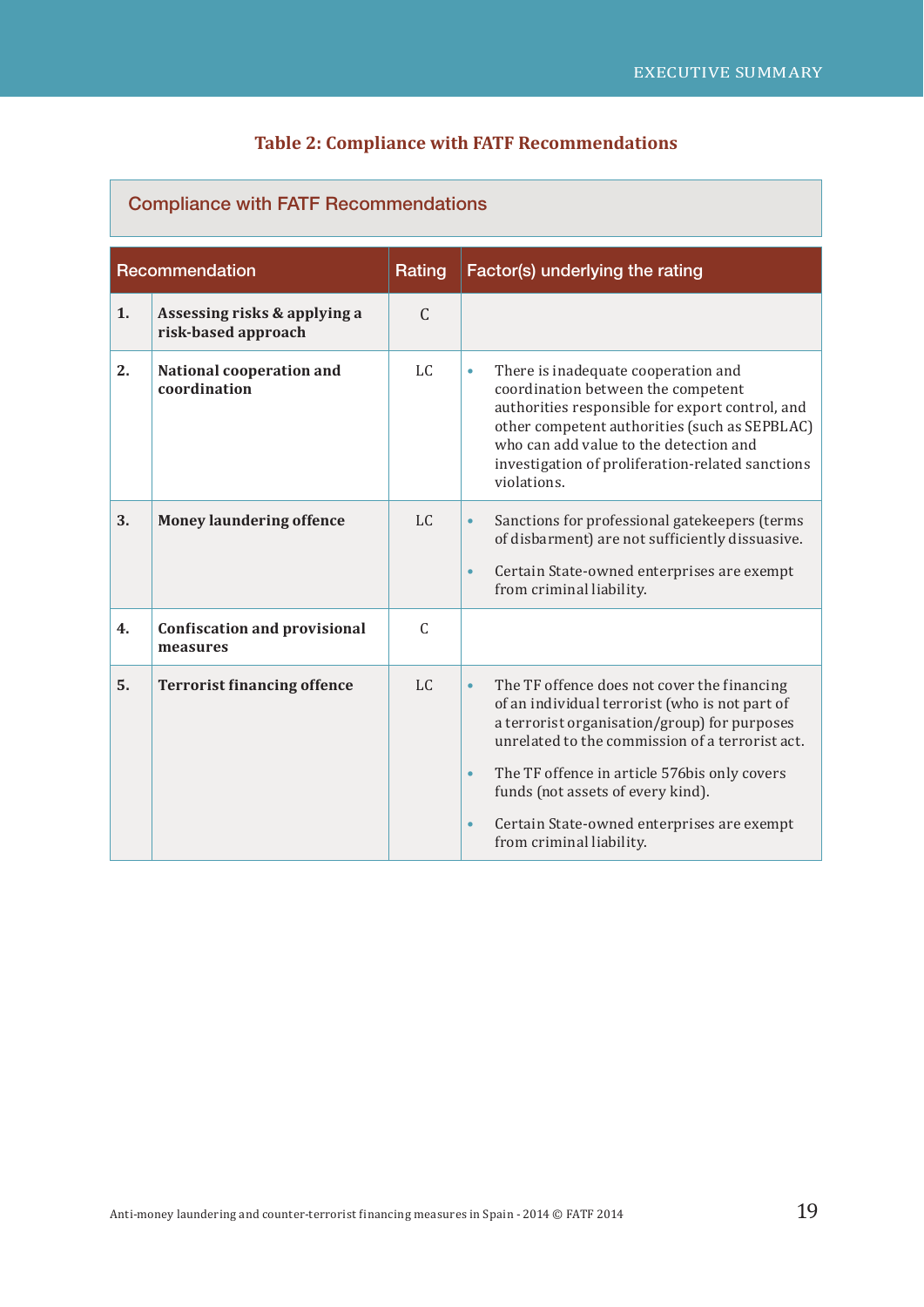**Table 2: Compliance with FATF Recommendations**

**Compliance with FATF Recommendations**

| Recommendation | | Rating | Factor(s) underlying the rating |
|---|---|---|---|
| **1.** | **Assessing risks & applying a risk-based approach** | C | |
| **2.** | **National cooperation and coordination** | LC | • There is inadequate cooperation and coordination between the competent authorities responsible for export control, and other competent authorities (such as SEPBLAC) who can add value to the detection and investigation of proliferation-related sanctions violations. |
| **3.** | **Money laundering offence** | LC | • Sanctions for professional gatekeepers (terms of disbarment) are not sufficiently dissuasive.<br>• Certain State-owned enterprises are exempt from criminal liability. |
| **4.** | **Confiscation and provisional measures** | C | |
| **5.** | **Terrorist financing offence** | LC | • The TF offence does not cover the financing of an individual terrorist (who is not part of a terrorist organisation/group) for purposes unrelated to the commission of a terrorist act.<br>• The TF offence in article 576bis only covers funds (not assets of every kind).<br>• Certain State-owned enterprises are exempt from criminal liability. |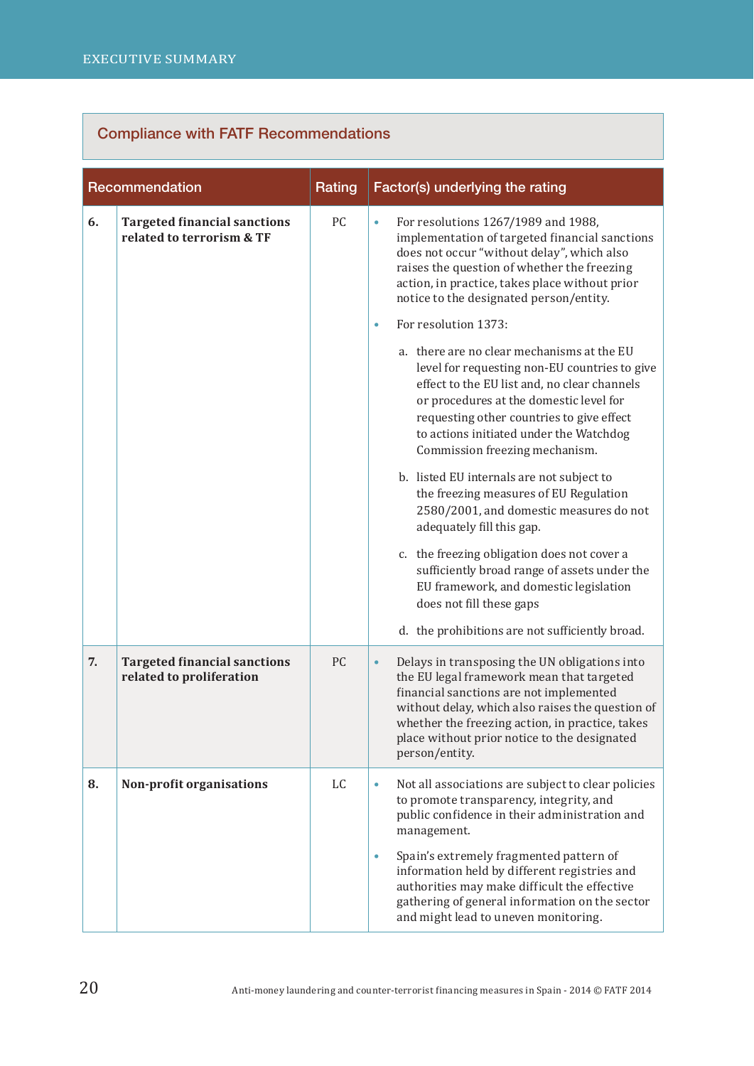## Compliance with FATF Recommendations

| Recommendation | | Rating | Factor(s) underlying the rating |
|---|---|---|---|
| 6. | **Targeted financial sanctions related to terrorism & TF** | PC | • For resolutions 1267/1989 and 1988, implementation of targeted financial sanctions does not occur "without delay", which also raises the question of whether the freezing action, in practice, takes place without prior notice to the designated person/entity.<br><br>• For resolution 1373:<br><br>a. there are no clear mechanisms at the EU level for requesting non-EU countries to give effect to the EU list and, no clear channels or procedures at the domestic level for requesting other countries to give effect to actions initiated under the Watchdog Commission freezing mechanism.<br><br>b. listed EU internals are not subject to the freezing measures of EU Regulation 2580/2001, and domestic measures do not adequately fill this gap.<br><br>c. the freezing obligation does not cover a sufficiently broad range of assets under the EU framework, and domestic legislation does not fill these gaps<br><br>d. the prohibitions are not sufficiently broad. |
| 7. | **Targeted financial sanctions related to proliferation** | PC | • Delays in transposing the UN obligations into the EU legal framework mean that targeted financial sanctions are not implemented without delay, which also raises the question of whether the freezing action, in practice, takes place without prior notice to the designated person/entity. |
| 8. | **Non-profit organisations** | LC | • Not all associations are subject to clear policies to promote transparency, integrity, and public confidence in their administration and management.<br><br>• Spain's extremely fragmented pattern of information held by different registries and authorities may make difficult the effective gathering of general information on the sector and might lead to uneven monitoring. |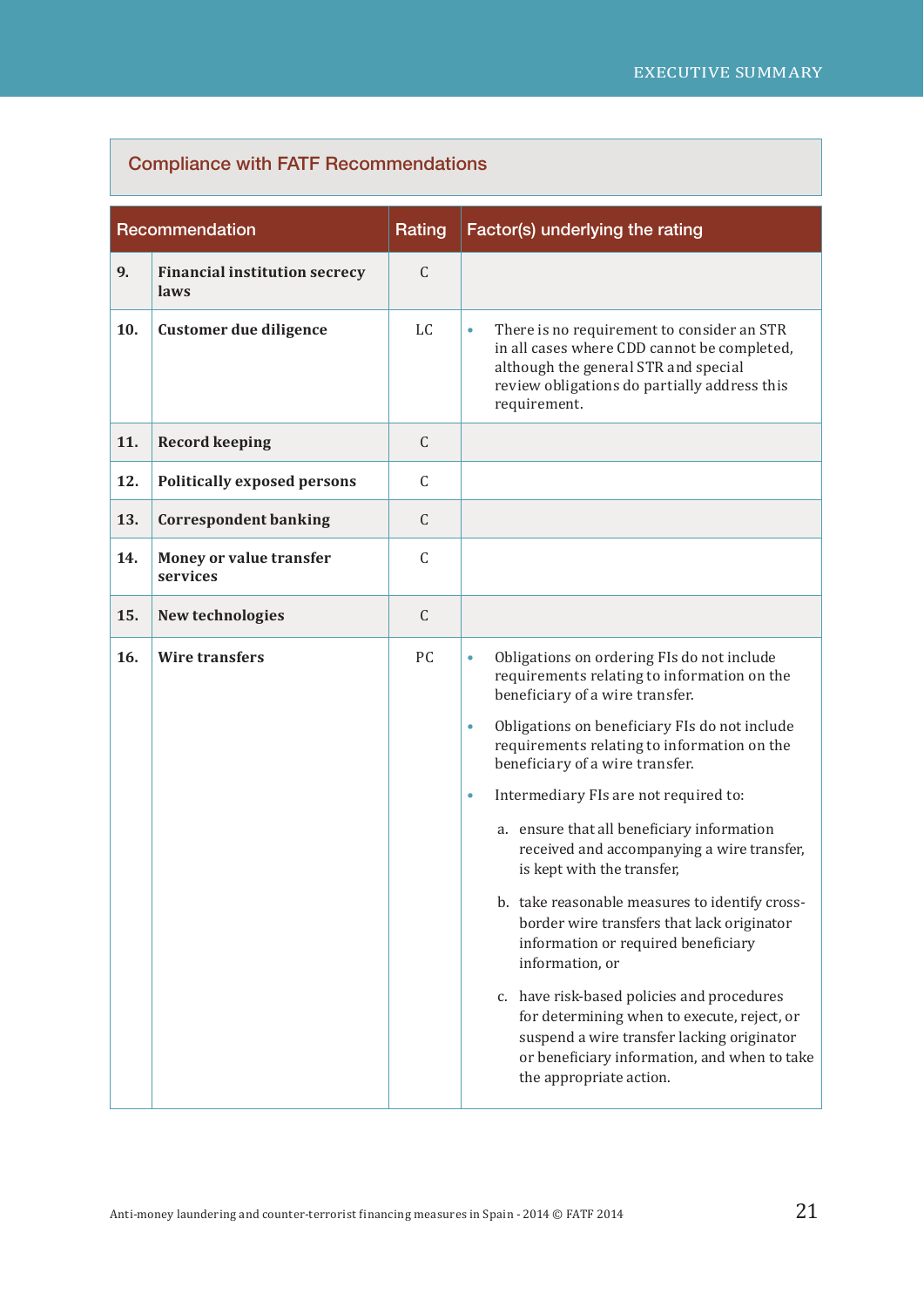## Compliance with FATF Recommendations

| Recommendation | | Rating | Factor(s) underlying the rating |
|---|---|---|---|
| 9. | **Financial institution secrecy laws** | C | |
| 10. | **Customer due diligence** | LC | • There is no requirement to consider an STR in all cases where CDD cannot be completed, although the general STR and special review obligations do partially address this requirement. |
| 11. | **Record keeping** | C | |
| 12. | **Politically exposed persons** | C | |
| 13. | **Correspondent banking** | C | |
| 14. | **Money or value transfer services** | C | |
| 15. | **New technologies** | C | |
| 16. | **Wire transfers** | PC | • Obligations on ordering FIs do not include requirements relating to information on the beneficiary of a wire transfer.<br>• Obligations on beneficiary FIs do not include requirements relating to information on the beneficiary of a wire transfer.<br>• Intermediary FIs are not required to:<br>a. ensure that all beneficiary information received and accompanying a wire transfer, is kept with the transfer,<br>b. take reasonable measures to identify cross-border wire transfers that lack originator information or required beneficiary information, or<br>c. have risk-based policies and procedures for determining when to execute, reject, or suspend a wire transfer lacking originator or beneficiary information, and when to take the appropriate action. |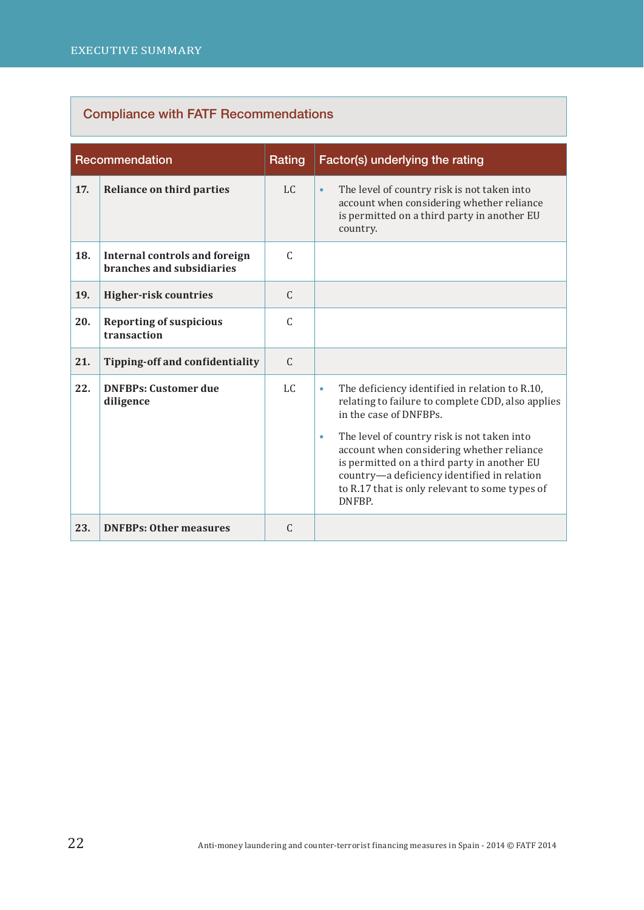## Compliance with FATF Recommendations

| Recommendation | | Rating | Factor(s) underlying the rating |
|---|---|---|---|
| 17. | **Reliance on third parties** | LC | • The level of country risk is not taken into account when considering whether reliance is permitted on a third party in another EU country. |
| 18. | **Internal controls and foreign branches and subsidiaries** | C | |
| 19. | **Higher-risk countries** | C | |
| 20. | **Reporting of suspicious transaction** | C | |
| 21. | **Tipping-off and confidentiality** | C | |
| 22. | **DNFBPs: Customer due diligence** | LC | • The deficiency identified in relation to R.10, relating to failure to complete CDD, also applies in the case of DNFBPs. • The level of country risk is not taken into account when considering whether reliance is permitted on a third party in another EU country—a deficiency identified in relation to R.17 that is only relevant to some types of DNFBP. |
| 23. | **DNFBPs: Other measures** | C | |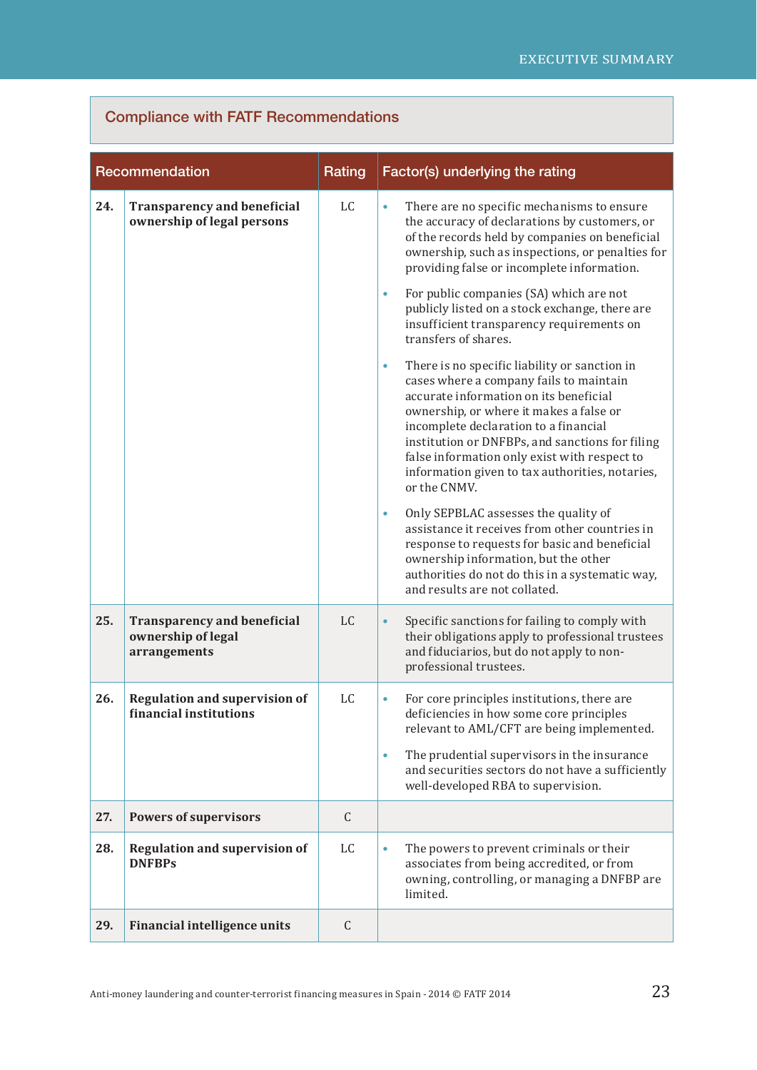## Compliance with FATF Recommendations

| Recommendation | | Rating | Factor(s) underlying the rating |
|---|---|---|---|
| 24. | **Transparency and beneficial ownership of legal persons** | LC | • There are no specific mechanisms to ensure the accuracy of declarations by customers, or of the records held by companies on beneficial ownership, such as inspections, or penalties for providing false or incomplete information.<br>• For public companies (SA) which are not publicly listed on a stock exchange, there are insufficient transparency requirements on transfers of shares.<br>• There is no specific liability or sanction in cases where a company fails to maintain accurate information on its beneficial ownership, or where it makes a false or incomplete declaration to a financial institution or DNFBPs, and sanctions for filing false information only exist with respect to information given to tax authorities, notaries, or the CNMV.<br>• Only SEPBLAC assesses the quality of assistance it receives from other countries in response to requests for basic and beneficial ownership information, but the other authorities do not do this in a systematic way, and results are not collated. |
| 25. | **Transparency and beneficial ownership of legal arrangements** | LC | • Specific sanctions for failing to comply with their obligations apply to professional trustees and fiduciarios, but do not apply to non-professional trustees. |
| 26. | **Regulation and supervision of financial institutions** | LC | • For core principles institutions, there are deficiencies in how some core principles relevant to AML/CFT are being implemented.<br>• The prudential supervisors in the insurance and securities sectors do not have a sufficiently well-developed RBA to supervision. |
| 27. | **Powers of supervisors** | C | |
| 28. | **Regulation and supervision of DNFBPs** | LC | • The powers to prevent criminals or their associates from being accredited, or from owning, controlling, or managing a DNFBP are limited. |
| 29. | **Financial intelligence units** | C | |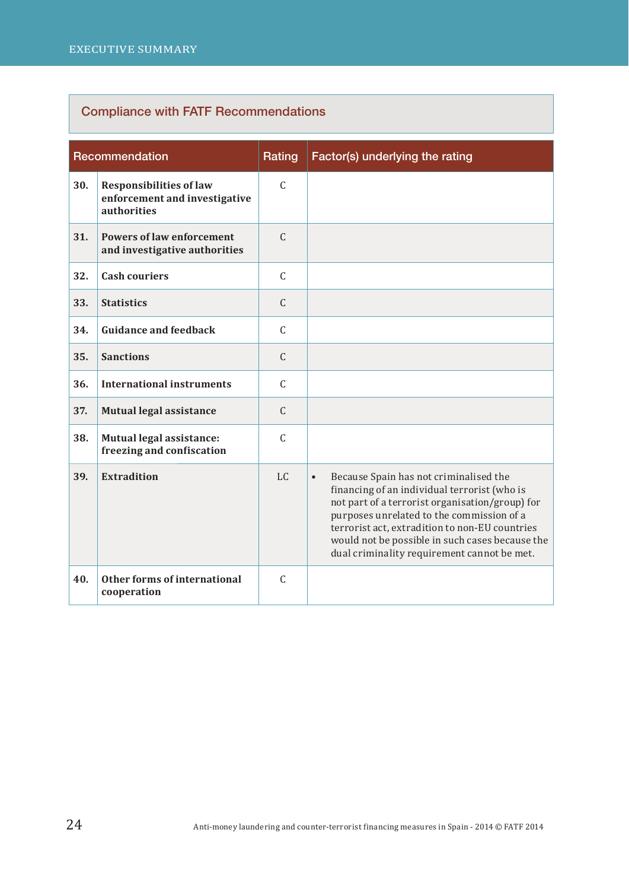## Compliance with FATF Recommendations

| Recommendation | | Rating | Factor(s) underlying the rating |
|---|---|---|---|
| 30. | **Responsibilities of law enforcement and investigative authorities** | C | |
| 31. | **Powers of law enforcement and investigative authorities** | C | |
| 32. | **Cash couriers** | C | |
| 33. | **Statistics** | C | |
| 34. | **Guidance and feedback** | C | |
| 35. | **Sanctions** | C | |
| 36. | **International instruments** | C | |
| 37. | **Mutual legal assistance** | C | |
| 38. | **Mutual legal assistance: freezing and confiscation** | C | |
| 39. | **Extradition** | LC | • Because Spain has not criminalised the financing of an individual terrorist (who is not part of a terrorist organisation/group) for purposes unrelated to the commission of a terrorist act, extradition to non-EU countries would not be possible in such cases because the dual criminality requirement cannot be met. |
| 40. | **Other forms of international cooperation** | C | |